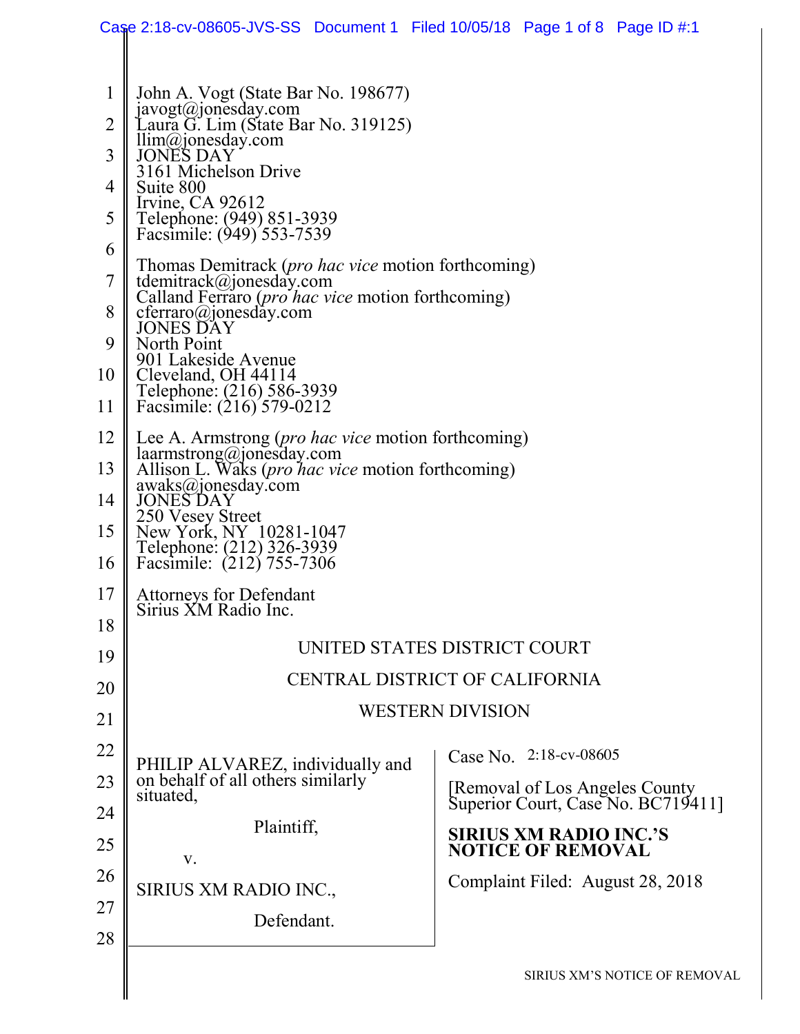John A. Vogt (State Bar No. 198677)
javogt@jonesday.com
Laura G. Lim (State Bar No. 319125)
llim@jonesday.com
JONES DAY
3161 Michelson Drive
Suite 800
Irvine, CA 92612
Telephone: (949) 851-3939
Facsimile: (949) 553-7539

Thomas Demitrack (*pro hac vice* motion forthcoming)
tdemitrack@jonesday.com
Calland Ferraro (*pro hac vice* motion forthcoming)
cferraro@jonesday.com
JONES DAY
North Point
901 Lakeside Avenue
Cleveland, OH 44114
Telephone: (216) 586-3939
Facsimile: (216) 579-0212

Lee A. Armstrong (*pro hac vice* motion forthcoming)
laarmstrong@jonesday.com
Allison L. Waks (*pro hac vice* motion forthcoming)
awaks@jonesday.com
JONES DAY
250 Vesey Street
New York, NY 10281-1047
Telephone: (212) 326-3939
Facsimile: (212) 755-7306

Attorneys for Defendant
Sirius XM Radio Inc.

UNITED STATES DISTRICT COURT

CENTRAL DISTRICT OF CALIFORNIA

WESTERN DIVISION

PHILIP ALVAREZ, individually and on behalf of all others similarly situated,

Plaintiff,

v.

SIRIUS XM RADIO INC.,

Defendant.

Case No. 2:18-cv-08605

[Removal of Los Angeles County Superior Court, Case No. BC719411]

**SIRIUS XM RADIO INC.'S NOTICE OF REMOVAL**

Complaint Filed: August 28, 2018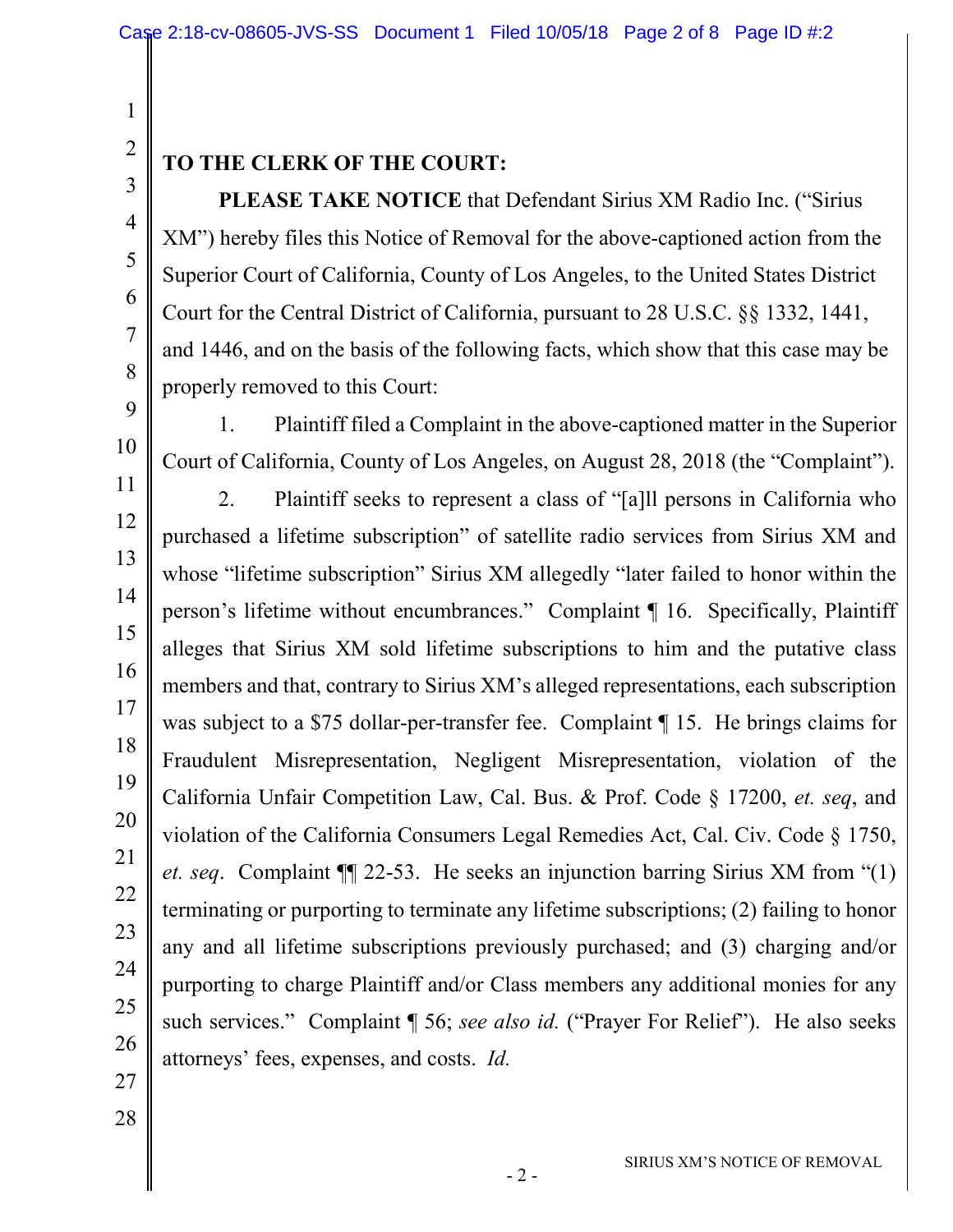**TO THE CLERK OF THE COURT:**

**PLEASE TAKE NOTICE** that Defendant Sirius XM Radio Inc. ("Sirius XM") hereby files this Notice of Removal for the above-captioned action from the Superior Court of California, County of Los Angeles, to the United States District Court for the Central District of California, pursuant to 28 U.S.C. §§ 1332, 1441, and 1446, and on the basis of the following facts, which show that this case may be properly removed to this Court:

1. Plaintiff filed a Complaint in the above-captioned matter in the Superior Court of California, County of Los Angeles, on August 28, 2018 (the "Complaint").

2. Plaintiff seeks to represent a class of "[a]ll persons in California who purchased a lifetime subscription" of satellite radio services from Sirius XM and whose "lifetime subscription" Sirius XM allegedly "later failed to honor within the person's lifetime without encumbrances." Complaint ¶ 16. Specifically, Plaintiff alleges that Sirius XM sold lifetime subscriptions to him and the putative class members and that, contrary to Sirius XM's alleged representations, each subscription was subject to a $75 dollar-per-transfer fee. Complaint ¶ 15. He brings claims for Fraudulent Misrepresentation, Negligent Misrepresentation, violation of the California Unfair Competition Law, Cal. Bus. & Prof. Code § 17200, *et. seq*, and violation of the California Consumers Legal Remedies Act, Cal. Civ. Code § 1750, *et. seq*. Complaint ¶¶ 22-53. He seeks an injunction barring Sirius XM from "(1) terminating or purporting to terminate any lifetime subscriptions; (2) failing to honor any and all lifetime subscriptions previously purchased; and (3) charging and/or purporting to charge Plaintiff and/or Class members any additional monies for any such services." Complaint ¶ 56; *see also id.* ("Prayer For Relief"). He also seeks attorneys' fees, expenses, and costs. *Id.*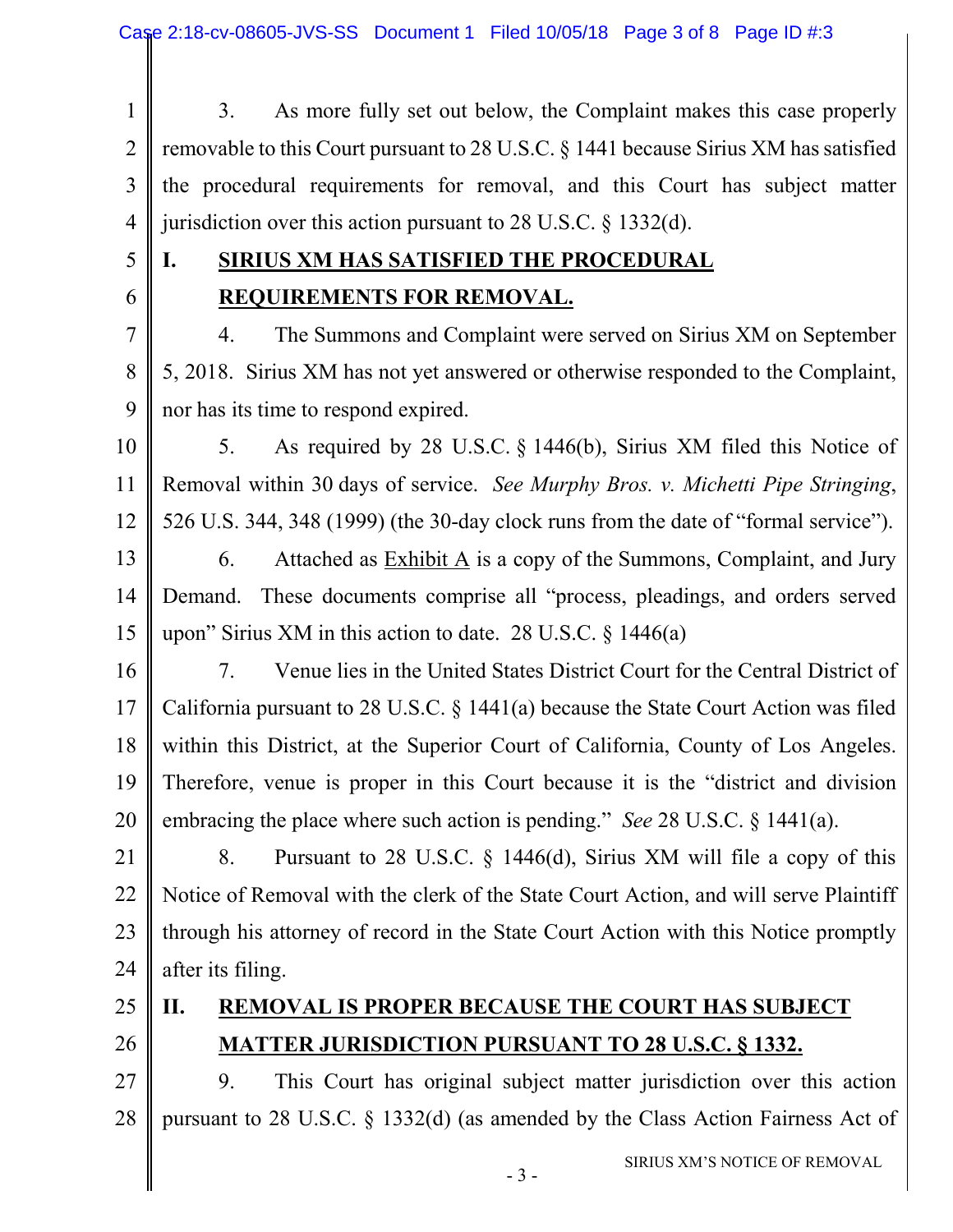3. As more fully set out below, the Complaint makes this case properly removable to this Court pursuant to 28 U.S.C. § 1441 because Sirius XM has satisfied the procedural requirements for removal, and this Court has subject matter jurisdiction over this action pursuant to 28 U.S.C. § 1332(d).

## I. SIRIUS XM HAS SATISFIED THE PROCEDURAL REQUIREMENTS FOR REMOVAL.

4. The Summons and Complaint were served on Sirius XM on September 5, 2018. Sirius XM has not yet answered or otherwise responded to the Complaint, nor has its time to respond expired.

5. As required by 28 U.S.C. § 1446(b), Sirius XM filed this Notice of Removal within 30 days of service. *See Murphy Bros. v. Michetti Pipe Stringing*, 526 U.S. 344, 348 (1999) (the 30-day clock runs from the date of "formal service").

6. Attached as Exhibit A is a copy of the Summons, Complaint, and Jury Demand. These documents comprise all "process, pleadings, and orders served upon" Sirius XM in this action to date. 28 U.S.C. § 1446(a)

7. Venue lies in the United States District Court for the Central District of California pursuant to 28 U.S.C. § 1441(a) because the State Court Action was filed within this District, at the Superior Court of California, County of Los Angeles. Therefore, venue is proper in this Court because it is the "district and division embracing the place where such action is pending." *See* 28 U.S.C. § 1441(a).

8. Pursuant to 28 U.S.C. § 1446(d), Sirius XM will file a copy of this Notice of Removal with the clerk of the State Court Action, and will serve Plaintiff through his attorney of record in the State Court Action with this Notice promptly after its filing.

## II. REMOVAL IS PROPER BECAUSE THE COURT HAS SUBJECT MATTER JURISDICTION PURSUANT TO 28 U.S.C. § 1332.

9. This Court has original subject matter jurisdiction over this action pursuant to 28 U.S.C. § 1332(d) (as amended by the Class Action Fairness Act of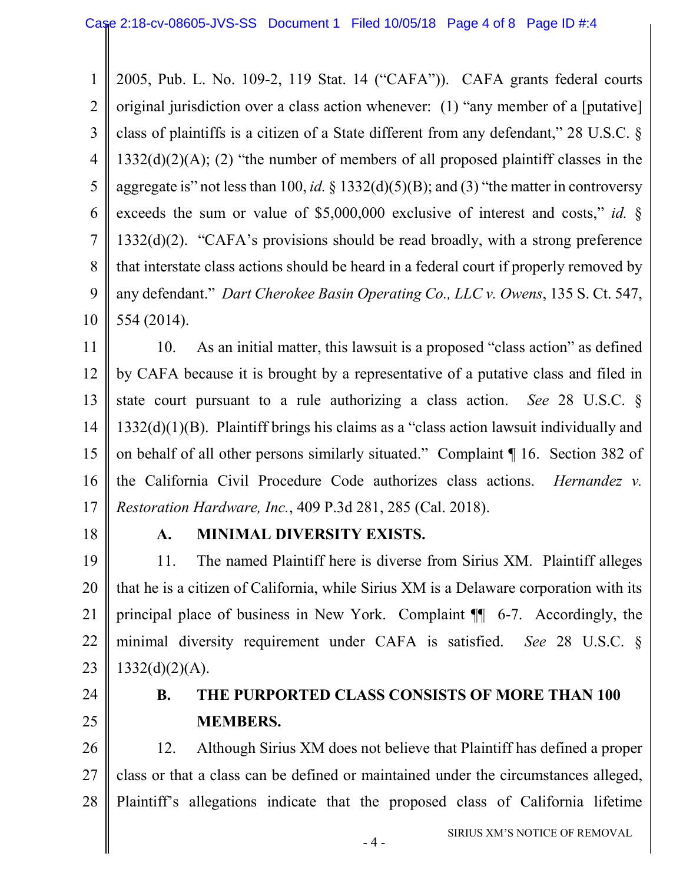2005, Pub. L. No. 109-2, 119 Stat. 14 ("CAFA")). CAFA grants federal courts original jurisdiction over a class action whenever: (1) "any member of a [putative] class of plaintiffs is a citizen of a State different from any defendant," 28 U.S.C. § 1332(d)(2)(A); (2) "the number of members of all proposed plaintiff classes in the aggregate is" not less than 100, *id.* § 1332(d)(5)(B); and (3) "the matter in controversy exceeds the sum or value of $5,000,000 exclusive of interest and costs," *id.* § 1332(d)(2). "CAFA's provisions should be read broadly, with a strong preference that interstate class actions should be heard in a federal court if properly removed by any defendant." *Dart Cherokee Basin Operating Co., LLC v. Owens*, 135 S. Ct. 547, 554 (2014).

10. As an initial matter, this lawsuit is a proposed "class action" as defined by CAFA because it is brought by a representative of a putative class and filed in state court pursuant to a rule authorizing a class action. *See* 28 U.S.C. § 1332(d)(1)(B). Plaintiff brings his claims as a "class action lawsuit individually and on behalf of all other persons similarly situated." Complaint ¶ 16. Section 382 of the California Civil Procedure Code authorizes class actions. *Hernandez v. Restoration Hardware, Inc.*, 409 P.3d 281, 285 (Cal. 2018).

### A. MINIMAL DIVERSITY EXISTS.

11. The named Plaintiff here is diverse from Sirius XM. Plaintiff alleges that he is a citizen of California, while Sirius XM is a Delaware corporation with its principal place of business in New York. Complaint ¶¶ 6-7. Accordingly, the minimal diversity requirement under CAFA is satisfied. *See* 28 U.S.C. § 1332(d)(2)(A).

### B. THE PURPORTED CLASS CONSISTS OF MORE THAN 100 MEMBERS.

12. Although Sirius XM does not believe that Plaintiff has defined a proper class or that a class can be defined or maintained under the circumstances alleged, Plaintiff's allegations indicate that the proposed class of California lifetime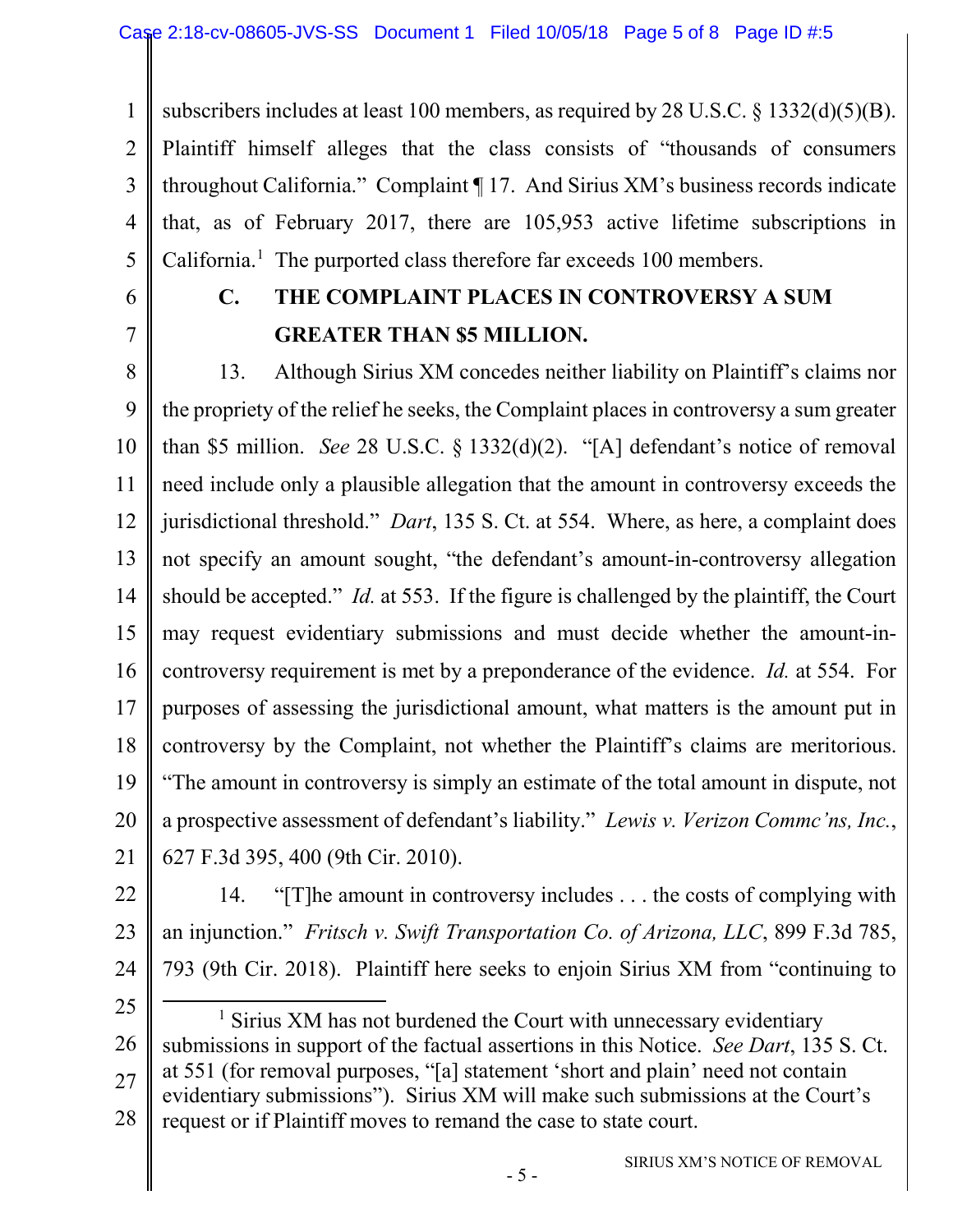subscribers includes at least 100 members, as required by 28 U.S.C. § 1332(d)(5)(B). Plaintiff himself alleges that the class consists of "thousands of consumers throughout California." Complaint ¶ 17. And Sirius XM's business records indicate that, as of February 2017, there are 105,953 active lifetime subscriptions in California.[1] The purported class therefore far exceeds 100 members.

### C. THE COMPLAINT PLACES IN CONTROVERSY A SUM GREATER THAN $5 MILLION.

13. Although Sirius XM concedes neither liability on Plaintiff's claims nor the propriety of the relief he seeks, the Complaint places in controversy a sum greater than $5 million. *See* 28 U.S.C. § 1332(d)(2). "[A] defendant's notice of removal need include only a plausible allegation that the amount in controversy exceeds the jurisdictional threshold." *Dart*, 135 S. Ct. at 554. Where, as here, a complaint does not specify an amount sought, "the defendant's amount-in-controversy allegation should be accepted." *Id.* at 553. If the figure is challenged by the plaintiff, the Court may request evidentiary submissions and must decide whether the amount-in-controversy requirement is met by a preponderance of the evidence. *Id.* at 554. For purposes of assessing the jurisdictional amount, what matters is the amount put in controversy by the Complaint, not whether the Plaintiff's claims are meritorious. "The amount in controversy is simply an estimate of the total amount in dispute, not a prospective assessment of defendant's liability." *Lewis v. Verizon Commc'ns, Inc.*, 627 F.3d 395, 400 (9th Cir. 2010).

14. "[T]he amount in controversy includes . . . the costs of complying with an injunction." *Fritsch v. Swift Transportation Co. of Arizona, LLC*, 899 F.3d 785, 793 (9th Cir. 2018). Plaintiff here seeks to enjoin Sirius XM from "continuing to

---

[1] Sirius XM has not burdened the Court with unnecessary evidentiary submissions in support of the factual assertions in this Notice. *See Dart*, 135 S. Ct. at 551 (for removal purposes, "[a] statement 'short and plain' need not contain evidentiary submissions"). Sirius XM will make such submissions at the Court's request or if Plaintiff moves to remand the case to state court.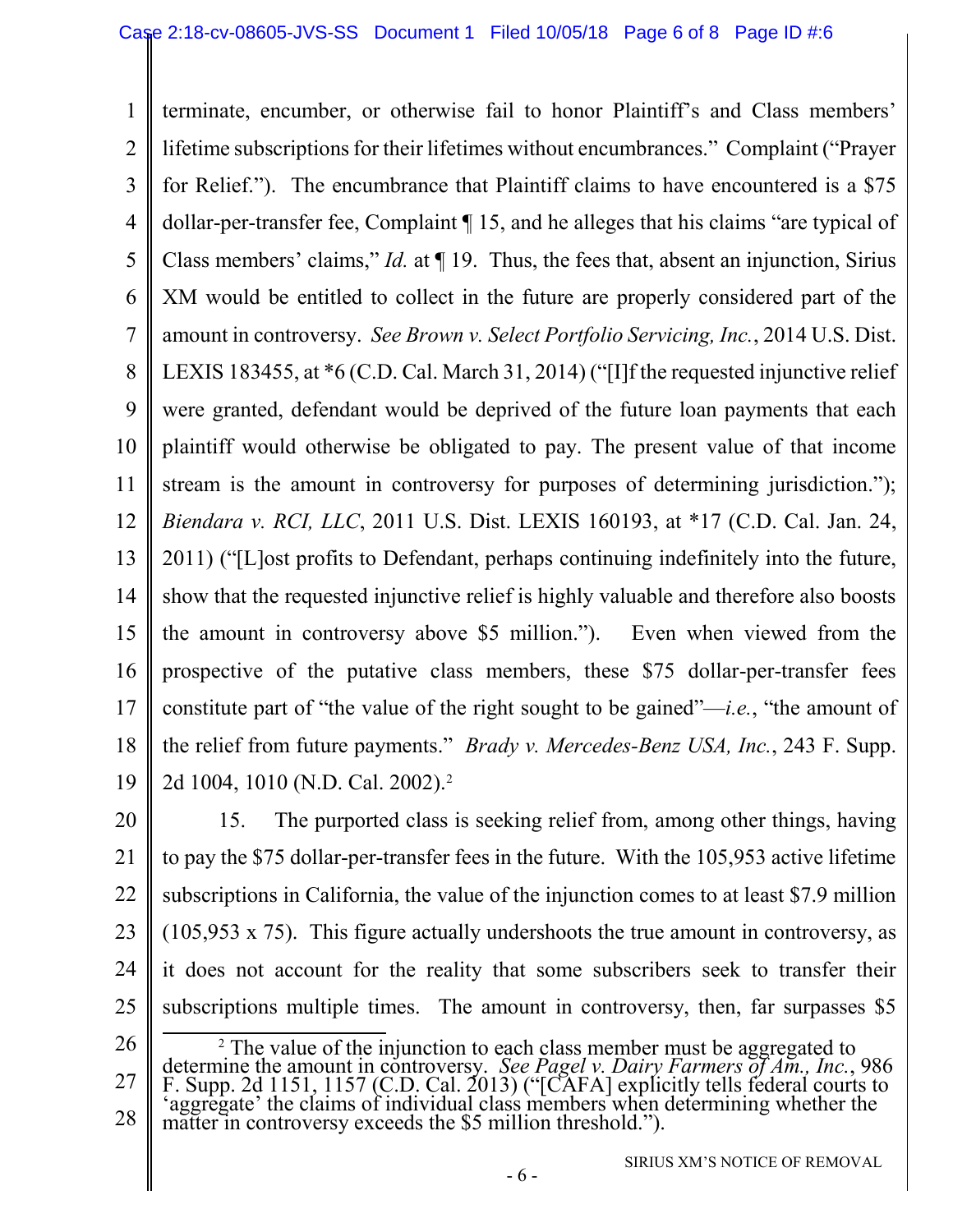terminate, encumber, or otherwise fail to honor Plaintiff's and Class members' lifetime subscriptions for their lifetimes without encumbrances." Complaint ("Prayer for Relief."). The encumbrance that Plaintiff claims to have encountered is a $75 dollar-per-transfer fee, Complaint ¶ 15, and he alleges that his claims "are typical of Class members' claims," *Id.* at ¶ 19. Thus, the fees that, absent an injunction, Sirius XM would be entitled to collect in the future are properly considered part of the amount in controversy. *See Brown v. Select Portfolio Servicing, Inc.*, 2014 U.S. Dist. LEXIS 183455, at *6 (C.D. Cal. March 31, 2014) ("[I]f the requested injunctive relief were granted, defendant would be deprived of the future loan payments that each plaintiff would otherwise be obligated to pay. The present value of that income stream is the amount in controversy for purposes of determining jurisdiction."); *Biendara v. RCI, LLC*, 2011 U.S. Dist. LEXIS 160193, at *17 (C.D. Cal. Jan. 24, 2011) ("[L]ost profits to Defendant, perhaps continuing indefinitely into the future, show that the requested injunctive relief is highly valuable and therefore also boosts the amount in controversy above $5 million."). Even when viewed from the prospective of the putative class members, these $75 dollar-per-transfer fees constitute part of "the value of the right sought to be gained"—*i.e.*, "the amount of the relief from future payments." *Brady v. Mercedes-Benz USA, Inc.*, 243 F. Supp. 2d 1004, 1010 (N.D. Cal. 2002).[2]

15. The purported class is seeking relief from, among other things, having to pay the $75 dollar-per-transfer fees in the future. With the 105,953 active lifetime subscriptions in California, the value of the injunction comes to at least $7.9 million (105,953 x 75). This figure actually undershoots the true amount in controversy, as it does not account for the reality that some subscribers seek to transfer their subscriptions multiple times. The amount in controversy, then, far surpasses $5

---

[2] The value of the injunction to each class member must be aggregated to determine the amount in controversy. *See Pagel v. Dairy Farmers of Am., Inc.*, 986 F. Supp. 2d 1151, 1157 (C.D. Cal. 2013) ("[CAFA] explicitly tells federal courts to 'aggregate' the claims of individual class members when determining whether the matter in controversy exceeds the $5 million threshold.").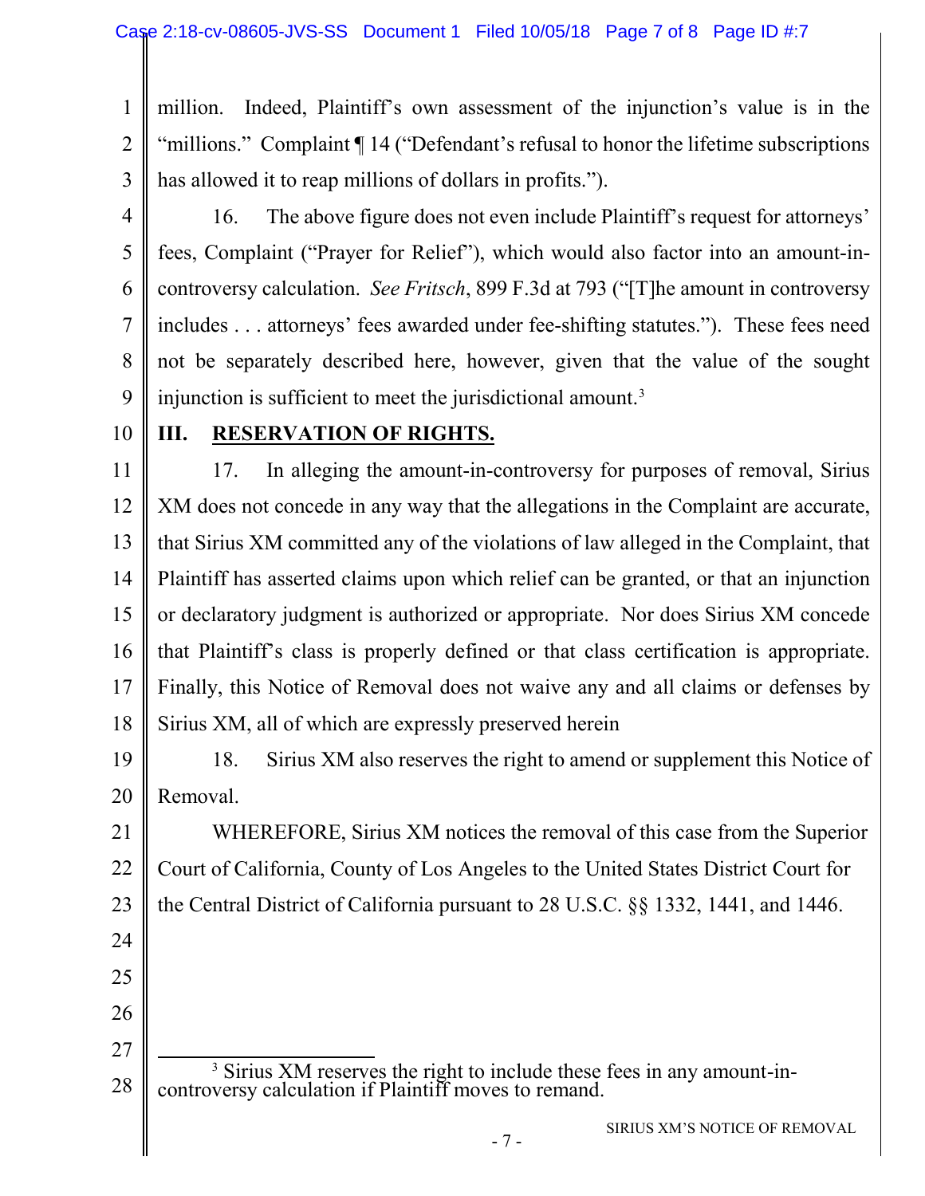million. Indeed, Plaintiff's own assessment of the injunction's value is in the "millions." Complaint ¶ 14 ("Defendant's refusal to honor the lifetime subscriptions has allowed it to reap millions of dollars in profits.").

16. The above figure does not even include Plaintiff's request for attorneys' fees, Complaint ("Prayer for Relief"), which would also factor into an amount-in-controversy calculation. *See Fritsch*, 899 F.3d at 793 ("[T]he amount in controversy includes . . . attorneys' fees awarded under fee-shifting statutes."). These fees need not be separately described here, however, given that the value of the sought injunction is sufficient to meet the jurisdictional amount.[3]

## III. RESERVATION OF RIGHTS.

17. In alleging the amount-in-controversy for purposes of removal, Sirius XM does not concede in any way that the allegations in the Complaint are accurate, that Sirius XM committed any of the violations of law alleged in the Complaint, that Plaintiff has asserted claims upon which relief can be granted, or that an injunction or declaratory judgment is authorized or appropriate. Nor does Sirius XM concede that Plaintiff's class is properly defined or that class certification is appropriate. Finally, this Notice of Removal does not waive any and all claims or defenses by Sirius XM, all of which are expressly preserved herein

18. Sirius XM also reserves the right to amend or supplement this Notice of Removal.

WHEREFORE, Sirius XM notices the removal of this case from the Superior Court of California, County of Los Angeles to the United States District Court for the Central District of California pursuant to 28 U.S.C. §§ 1332, 1441, and 1446.

---

[3] Sirius XM reserves the right to include these fees in any amount-in-controversy calculation if Plaintiff moves to remand.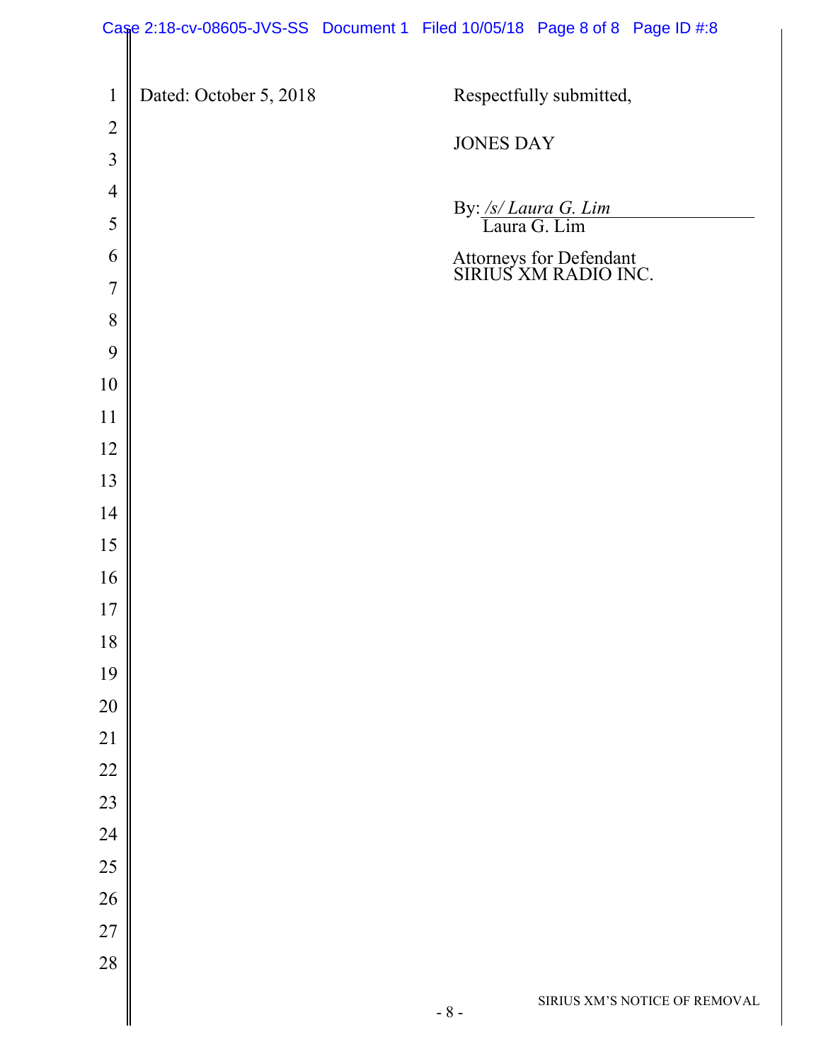Dated: October 5, 2018

Respectfully submitted,

JONES DAY

By: */s/ Laura G. Lim*
Laura G. Lim

Attorneys for Defendant
SIRIUS XM RADIO INC.